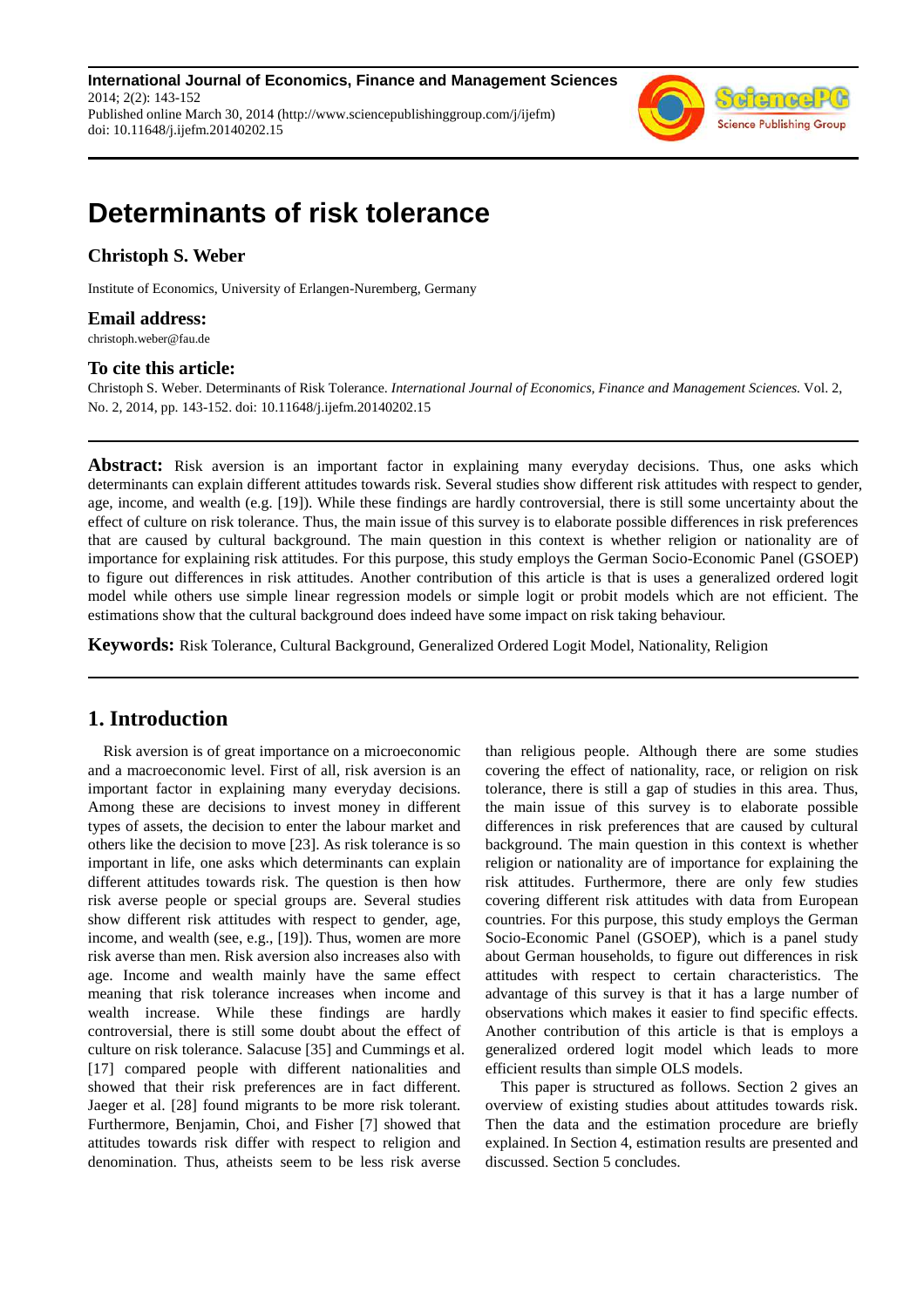# Determinants of risk tolerance

## Christoph S. Weber

Institute of Economics, University of Erlangen-Nuremberg, Germany

### Email address:

christoph.weber@fau.de

### To cite this article:

Christoph S. Weber. Determinants of Risk Tolerance. *International Journal of Economics, Finance and Management Sciences.* Vol. 2, No. 2, 2014, pp. 143-152. doi: 10.11648/j.ijefm.20140202.15

---

**Abstract:** Risk aversion is an important factor in explaining many everyday decisions. Thus, one asks which determinants can explain different attitudes towards risk. Several studies show different risk attitudes with respect to gender, age, income, and wealth (e.g. [19]). While these findings are hardly controversial, there is still some uncertainty about the effect of culture on risk tolerance. Thus, the main issue of this survey is to elaborate possible differences in risk preferences that are caused by cultural background. The main question in this context is whether religion or nationality are of importance for explaining risk attitudes. For this purpose, this study employs the German Socio-Economic Panel (GSOEP) to figure out differences in risk attitudes. Another contribution of this article is that is uses a generalized ordered logit model while others use simple linear regression models or simple logit or probit models which are not efficient. The estimations show that the cultural background does indeed have some impact on risk taking behaviour.

**Keywords:** Risk Tolerance, Cultural Background, Generalized Ordered Logit Model, Nationality, Religion

---

## 1. Introduction

Risk aversion is of great importance on a microeconomic and a macroeconomic level. First of all, risk aversion is an important factor in explaining many everyday decisions. Among these are decisions to invest money in different types of assets, the decision to enter the labour market and others like the decision to move [23]. As risk tolerance is so important in life, one asks which determinants can explain different attitudes towards risk. The question is then how risk averse people or special groups are. Several studies show different risk attitudes with respect to gender, age, income, and wealth (see, e.g., [19]). Thus, women are more risk averse than men. Risk aversion also increases also with age. Income and wealth mainly have the same effect meaning that risk tolerance increases when income and wealth increase. While these findings are hardly controversial, there is still some doubt about the effect of culture on risk tolerance. Salacuse [35] and Cummings et al. [17] compared people with different nationalities and showed that their risk preferences are in fact different. Jaeger et al. [28] found migrants to be more risk tolerant. Furthermore, Benjamin, Choi, and Fisher [7] showed that attitudes towards risk differ with respect to religion and denomination. Thus, atheists seem to be less risk averse than religious people. Although there are some studies covering the effect of nationality, race, or religion on risk tolerance, there is still a gap of studies in this area. Thus, the main issue of this survey is to elaborate possible differences in risk preferences that are caused by cultural background. The main question in this context is whether religion or nationality are of importance for explaining the risk attitudes. Furthermore, there are only few studies covering different risk attitudes with data from European countries. For this purpose, this study employs the German Socio-Economic Panel (GSOEP), which is a panel study about German households, to figure out differences in risk attitudes with respect to certain characteristics. The advantage of this survey is that it has a large number of observations which makes it easier to find specific effects. Another contribution of this article is that is employs a generalized ordered logit model which leads to more efficient results than simple OLS models.

This paper is structured as follows. Section 2 gives an overview of existing studies about attitudes towards risk. Then the data and the estimation procedure are briefly explained. In Section 4, estimation results are presented and discussed. Section 5 concludes.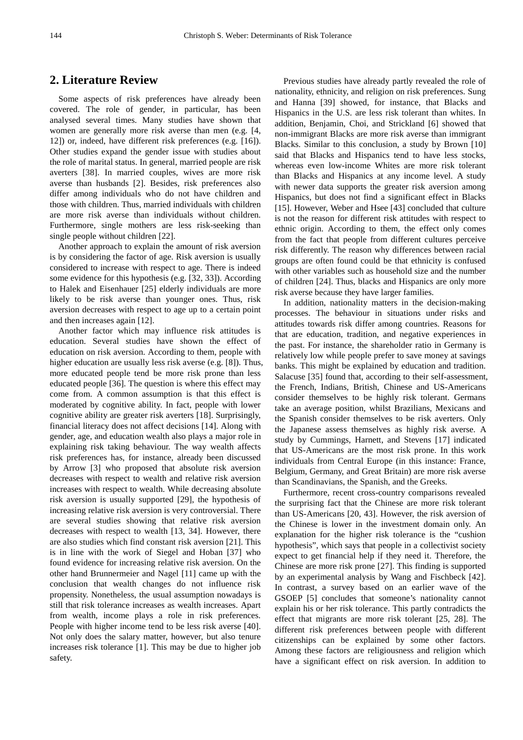## 2. Literature Review

Some aspects of risk preferences have already been covered. The role of gender, in particular, has been analysed several times. Many studies have shown that women are generally more risk averse than men (e.g. [4, 12]) or, indeed, have different risk preferences (e.g. [16]). Other studies expand the gender issue with studies about the role of marital status. In general, married people are risk averters [38]. In married couples, wives are more risk averse than husbands [2]. Besides, risk preferences also differ among individuals who do not have children and those with children. Thus, married individuals with children are more risk averse than individuals without children. Furthermore, single mothers are less risk-seeking than single people without children [22].

Another approach to explain the amount of risk aversion is by considering the factor of age. Risk aversion is usually considered to increase with respect to age. There is indeed some evidence for this hypothesis (e.g. [32, 33]). According to Halek and Eisenhauer [25] elderly individuals are more likely to be risk averse than younger ones. Thus, risk aversion decreases with respect to age up to a certain point and then increases again [12].

Another factor which may influence risk attitudes is education. Several studies have shown the effect of education on risk aversion. According to them, people with higher education are usually less risk averse (e.g. [8]). Thus, more educated people tend be more risk prone than less educated people [36]. The question is where this effect may come from. A common assumption is that this effect is moderated by cognitive ability. In fact, people with lower cognitive ability are greater risk averters [18]. Surprisingly, financial literacy does not affect decisions [14]. Along with gender, age, and education wealth also plays a major role in explaining risk taking behaviour. The way wealth affects risk preferences has, for instance, already been discussed by Arrow [3] who proposed that absolute risk aversion decreases with respect to wealth and relative risk aversion increases with respect to wealth. While decreasing absolute risk aversion is usually supported [29], the hypothesis of increasing relative risk aversion is very controversial. There are several studies showing that relative risk aversion decreases with respect to wealth [13, 34]. However, there are also studies which find constant risk aversion [21]. This is in line with the work of Siegel and Hoban [37] who found evidence for increasing relative risk aversion. On the other hand Brunnermeier and Nagel [11] came up with the conclusion that wealth changes do not influence risk propensity. Nonetheless, the usual assumption nowadays is still that risk tolerance increases as wealth increases. Apart from wealth, income plays a role in risk preferences. People with higher income tend to be less risk averse [40]. Not only does the salary matter, however, but also tenure increases risk tolerance [1]. This may be due to higher job safety.

Previous studies have already partly revealed the role of nationality, ethnicity, and religion on risk preferences. Sung and Hanna [39] showed, for instance, that Blacks and Hispanics in the U.S. are less risk tolerant than whites. In addition, Benjamin, Choi, and Strickland [6] showed that non-immigrant Blacks are more risk averse than immigrant Blacks. Similar to this conclusion, a study by Brown [10] said that Blacks and Hispanics tend to have less stocks, whereas even low-income Whites are more risk tolerant than Blacks and Hispanics at any income level. A study with newer data supports the greater risk aversion among Hispanics, but does not find a significant effect in Blacks [15]. However, Weber and Hsee [43] concluded that culture is not the reason for different risk attitudes with respect to ethnic origin. According to them, the effect only comes from the fact that people from different cultures perceive risk differently. The reason why differences between racial groups are often found could be that ethnicity is confused with other variables such as household size and the number of children [24]. Thus, blacks and Hispanics are only more risk averse because they have larger families.

In addition, nationality matters in the decision-making processes. The behaviour in situations under risks and attitudes towards risk differ among countries. Reasons for that are education, tradition, and negative experiences in the past. For instance, the shareholder ratio in Germany is relatively low while people prefer to save money at savings banks. This might be explained by education and tradition. Salacuse [35] found that, according to their self-assessment, the French, Indians, British, Chinese and US-Americans consider themselves to be highly risk tolerant. Germans take an average position, whilst Brazilians, Mexicans and the Spanish consider themselves to be risk averters. Only the Japanese assess themselves as highly risk averse. A study by Cummings, Harnett, and Stevens [17] indicated that US-Americans are the most risk prone. In this work individuals from Central Europe (in this instance: France, Belgium, Germany, and Great Britain) are more risk averse than Scandinavians, the Spanish, and the Greeks.

Furthermore, recent cross-country comparisons revealed the surprising fact that the Chinese are more risk tolerant than US-Americans [20, 43]. However, the risk aversion of the Chinese is lower in the investment domain only. An explanation for the higher risk tolerance is the "cushion hypothesis", which says that people in a collectivist society expect to get financial help if they need it. Therefore, the Chinese are more risk prone [27]. This finding is supported by an experimental analysis by Wang and Fischbeck [42]. In contrast, a survey based on an earlier wave of the GSOEP [5] concludes that someone's nationality cannot explain his or her risk tolerance. This partly contradicts the effect that migrants are more risk tolerant [25, 28]. The different risk preferences between people with different citizenships can be explained by some other factors. Among these factors are religiousness and religion which have a significant effect on risk aversion. In addition to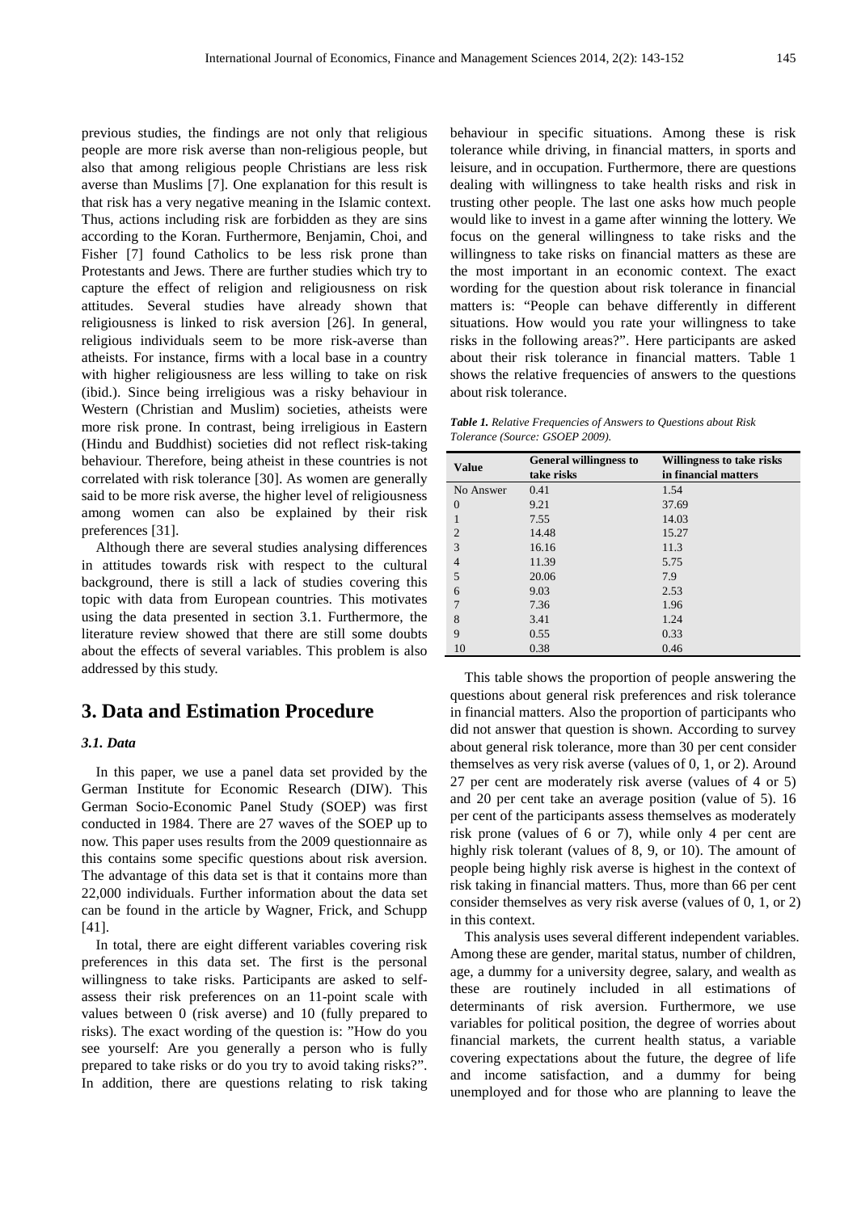previous studies, the findings are not only that religious people are more risk averse than non-religious people, but also that among religious people Christians are less risk averse than Muslims [7]. One explanation for this result is that risk has a very negative meaning in the Islamic context. Thus, actions including risk are forbidden as they are sins according to the Koran. Furthermore, Benjamin, Choi, and Fisher [7] found Catholics to be less risk prone than Protestants and Jews. There are further studies which try to capture the effect of religion and religiousness on risk attitudes. Several studies have already shown that religiousness is linked to risk aversion [26]. In general, religious individuals seem to be more risk-averse than atheists. For instance, firms with a local base in a country with higher religiousness are less willing to take on risk (ibid.). Since being irreligious was a risky behaviour in Western (Christian and Muslim) societies, atheists were more risk prone. In contrast, being irreligious in Eastern (Hindu and Buddhist) societies did not reflect risk-taking behaviour. Therefore, being atheist in these countries is not correlated with risk tolerance [30]. As women are generally said to be more risk averse, the higher level of religiousness among women can also be explained by their risk preferences [31].

Although there are several studies analysing differences in attitudes towards risk with respect to the cultural background, there is still a lack of studies covering this topic with data from European countries. This motivates using the data presented in section 3.1. Furthermore, the literature review showed that there are still some doubts about the effects of several variables. This problem is also addressed by this study.

# 3. Data and Estimation Procedure

### 3.1. Data

In this paper, we use a panel data set provided by the German Institute for Economic Research (DIW). This German Socio-Economic Panel Study (SOEP) was first conducted in 1984. There are 27 waves of the SOEP up to now. This paper uses results from the 2009 questionnaire as this contains some specific questions about risk aversion. The advantage of this data set is that it contains more than 22,000 individuals. Further information about the data set can be found in the article by Wagner, Frick, and Schupp [41].

In total, there are eight different variables covering risk preferences in this data set. The first is the personal willingness to take risks. Participants are asked to self-assess their risk preferences on an 11-point scale with values between 0 (risk averse) and 10 (fully prepared to risks). The exact wording of the question is: "How do you see yourself: Are you generally a person who is fully prepared to take risks or do you try to avoid taking risks?". In addition, there are questions relating to risk taking behaviour in specific situations. Among these is risk tolerance while driving, in financial matters, in sports and leisure, and in occupation. Furthermore, there are questions dealing with willingness to take health risks and risk in trusting other people. The last one asks how much people would like to invest in a game after winning the lottery. We focus on the general willingness to take risks and the willingness to take risks on financial matters as these are the most important in an economic context. The exact wording for the question about risk tolerance in financial matters is: "People can behave differently in different situations. How would you rate your willingness to take risks in the following areas?". Here participants are asked about their risk tolerance in financial matters. Table 1 shows the relative frequencies of answers to the questions about risk tolerance.

***Table 1.*** *Relative Frequencies of Answers to Questions about Risk Tolerance (Source: GSOEP 2009).*

| Value | General willingness to take risks | Willingness to take risks in financial matters |
|---|---|---|
| No Answer | 0.41 | 1.54 |
| 0 | 9.21 | 37.69 |
| 1 | 7.55 | 14.03 |
| 2 | 14.48 | 15.27 |
| 3 | 16.16 | 11.3 |
| 4 | 11.39 | 5.75 |
| 5 | 20.06 | 7.9 |
| 6 | 9.03 | 2.53 |
| 7 | 7.36 | 1.96 |
| 8 | 3.41 | 1.24 |
| 9 | 0.55 | 0.33 |
| 10 | 0.38 | 0.46 |

This table shows the proportion of people answering the questions about general risk preferences and risk tolerance in financial matters. Also the proportion of participants who did not answer that question is shown. According to survey about general risk tolerance, more than 30 per cent consider themselves as very risk averse (values of 0, 1, or 2). Around 27 per cent are moderately risk averse (values of 4 or 5) and 20 per cent take an average position (value of 5). 16 per cent of the participants assess themselves as moderately risk prone (values of 6 or 7), while only 4 per cent are highly risk tolerant (values of 8, 9, or 10). The amount of people being highly risk averse is highest in the context of risk taking in financial matters. Thus, more than 66 per cent consider themselves as very risk averse (values of 0, 1, or 2) in this context.

This analysis uses several different independent variables. Among these are gender, marital status, number of children, age, a dummy for a university degree, salary, and wealth as these are routinely included in all estimations of determinants of risk aversion. Furthermore, we use variables for political position, the degree of worries about financial markets, the current health status, a variable covering expectations about the future, the degree of life and income satisfaction, and a dummy for being unemployed and for those who are planning to leave the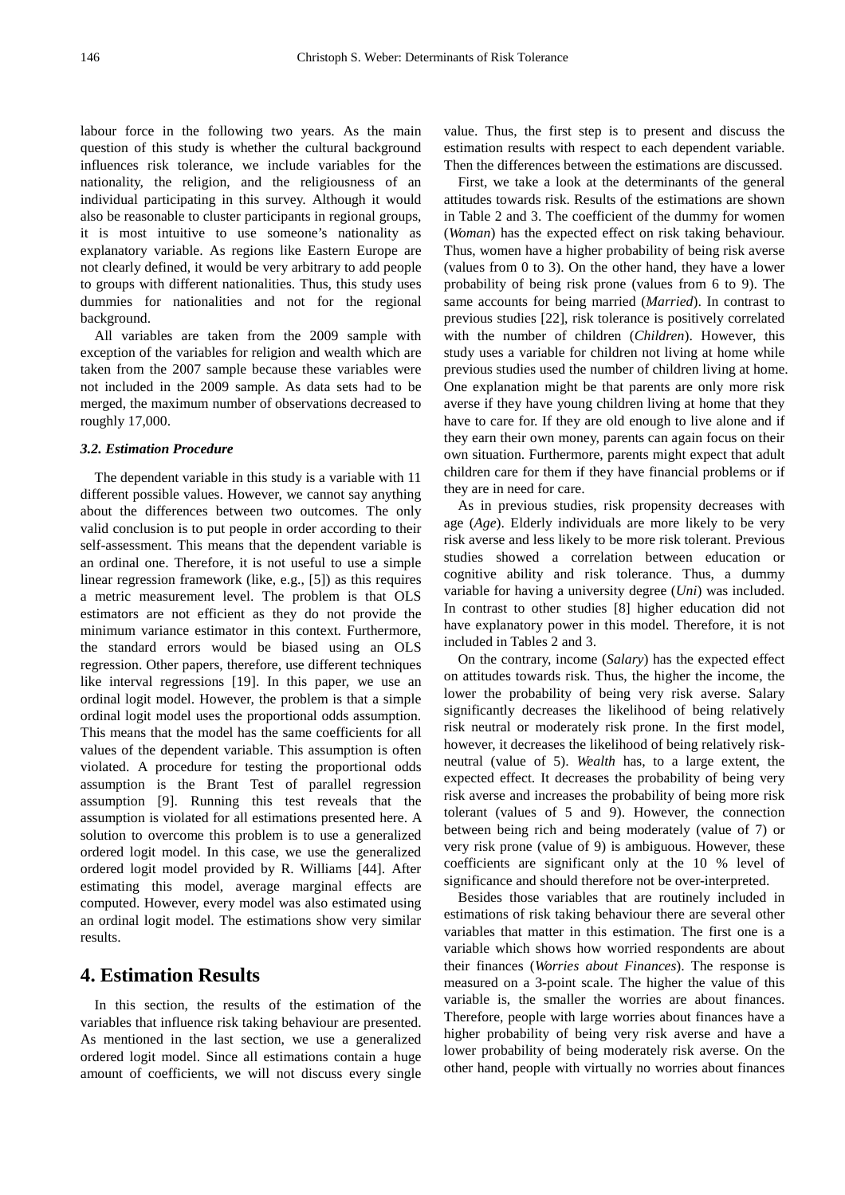labour force in the following two years. As the main question of this study is whether the cultural background influences risk tolerance, we include variables for the nationality, the religion, and the religiousness of an individual participating in this survey. Although it would also be reasonable to cluster participants in regional groups, it is most intuitive to use someone's nationality as explanatory variable. As regions like Eastern Europe are not clearly defined, it would be very arbitrary to add people to groups with different nationalities. Thus, this study uses dummies for nationalities and not for the regional background.

All variables are taken from the 2009 sample with exception of the variables for religion and wealth which are taken from the 2007 sample because these variables were not included in the 2009 sample. As data sets had to be merged, the maximum number of observations decreased to roughly 17,000.

### *3.2. Estimation Procedure*

The dependent variable in this study is a variable with 11 different possible values. However, we cannot say anything about the differences between two outcomes. The only valid conclusion is to put people in order according to their self-assessment. This means that the dependent variable is an ordinal one. Therefore, it is not useful to use a simple linear regression framework (like, e.g., [5]) as this requires a metric measurement level. The problem is that OLS estimators are not efficient as they do not provide the minimum variance estimator in this context. Furthermore, the standard errors would be biased using an OLS regression. Other papers, therefore, use different techniques like interval regressions [19]. In this paper, we use an ordinal logit model. However, the problem is that a simple ordinal logit model uses the proportional odds assumption. This means that the model has the same coefficients for all values of the dependent variable. This assumption is often violated. A procedure for testing the proportional odds assumption is the Brant Test of parallel regression assumption [9]. Running this test reveals that the assumption is violated for all estimations presented here. A solution to overcome this problem is to use a generalized ordered logit model. In this case, we use the generalized ordered logit model provided by R. Williams [44]. After estimating this model, average marginal effects are computed. However, every model was also estimated using an ordinal logit model. The estimations show very similar results.

## 4. Estimation Results

In this section, the results of the estimation of the variables that influence risk taking behaviour are presented. As mentioned in the last section, we use a generalized ordered logit model. Since all estimations contain a huge amount of coefficients, we will not discuss every single value. Thus, the first step is to present and discuss the estimation results with respect to each dependent variable. Then the differences between the estimations are discussed.

First, we take a look at the determinants of the general attitudes towards risk. Results of the estimations are shown in Table 2 and 3. The coefficient of the dummy for women (*Woman*) has the expected effect on risk taking behaviour. Thus, women have a higher probability of being risk averse (values from 0 to 3). On the other hand, they have a lower probability of being risk prone (values from 6 to 9). The same accounts for being married (*Married*). In contrast to previous studies [22], risk tolerance is positively correlated with the number of children (*Children*). However, this study uses a variable for children not living at home while previous studies used the number of children living at home. One explanation might be that parents are only more risk averse if they have young children living at home that they have to care for. If they are old enough to live alone and if they earn their own money, parents can again focus on their own situation. Furthermore, parents might expect that adult children care for them if they have financial problems or if they are in need for care.

As in previous studies, risk propensity decreases with age (*Age*). Elderly individuals are more likely to be very risk averse and less likely to be more risk tolerant. Previous studies showed a correlation between education or cognitive ability and risk tolerance. Thus, a dummy variable for having a university degree (*Uni*) was included. In contrast to other studies [8] higher education did not have explanatory power in this model. Therefore, it is not included in Tables 2 and 3.

On the contrary, income (*Salary*) has the expected effect on attitudes towards risk. Thus, the higher the income, the lower the probability of being very risk averse. Salary significantly decreases the likelihood of being relatively risk neutral or moderately risk prone. In the first model, however, it decreases the likelihood of being relatively risk-neutral (value of 5). *Wealth* has, to a large extent, the expected effect. It decreases the probability of being very risk averse and increases the probability of being more risk tolerant (values of 5 and 9). However, the connection between being rich and being moderately (value of 7) or very risk prone (value of 9) is ambiguous. However, these coefficients are significant only at the 10 % level of significance and should therefore not be over-interpreted.

Besides those variables that are routinely included in estimations of risk taking behaviour there are several other variables that matter in this estimation. The first one is a variable which shows how worried respondents are about their finances (*Worries about Finances*). The response is measured on a 3-point scale. The higher the value of this variable is, the smaller the worries are about finances. Therefore, people with large worries about finances have a higher probability of being very risk averse and have a lower probability of being moderately risk averse. On the other hand, people with virtually no worries about finances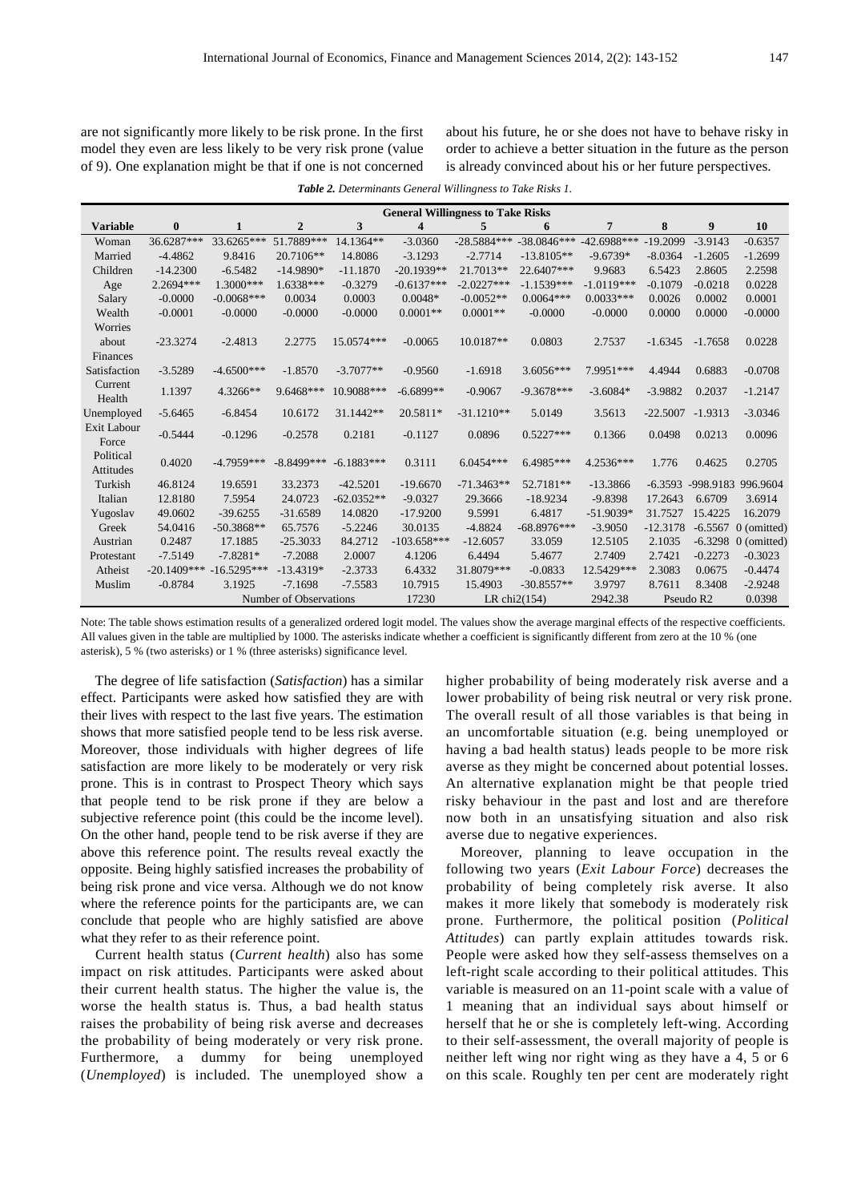are not significantly more likely to be risk prone. In the first model they even are less likely to be very risk prone (value of 9). One explanation might be that if one is not concerned about his future, he or she does not have to behave risky in order to achieve a better situation in the future as the person is already convinced about his or her future perspectives.

***Table 2.** Determinants General Willingness to Take Risks 1.*

| Variable | General Willingness to Take Risks | | | | | | | | | | |
|---|---|---|---|---|---|---|---|---|---|---|---|
| | **0** | **1** | **2** | **3** | **4** | **5** | **6** | **7** | **8** | **9** | **10** |
| Woman | 36.6287*** | 33.6265*** | 51.7889*** | 14.1364** | -3.0360 | -28.5884*** | -38.0846*** | -42.6988*** | -19.2099 | -3.9143 | -0.6357 |
| Married | -4.4862 | 9.8416 | 20.7106** | 14.8086 | -3.1293 | -2.7714 | -13.8105** | -9.6739* | -8.0364 | -1.2605 | -1.2699 |
| Children | -14.2300 | -6.5482 | -14.9890* | -11.1870 | -20.1939** | 21.7013** | 22.6407*** | 9.9683 | 6.5423 | 2.8605 | 2.2598 |
| Age | 2.2694*** | 1.3000*** | 1.6338*** | -0.3279 | -0.6137*** | -2.0227*** | -1.1539*** | -1.0119*** | -0.1079 | -0.0218 | 0.0228 |
| Salary | -0.0000 | -0.0068*** | 0.0034 | 0.0003 | 0.0048* | -0.0052** | 0.0064*** | 0.0033*** | 0.0026 | 0.0002 | 0.0001 |
| Wealth | -0.0001 | -0.0000 | -0.0000 | -0.0000 | 0.0001** | 0.0001** | -0.0000 | -0.0000 | 0.0000 | 0.0000 | -0.0000 |
| Worries about Finances | -23.3274 | -2.4813 | 2.2775 | 15.0574*** | -0.0065 | 10.0187** | 0.0803 | 2.7537 | -1.6345 | -1.7658 | 0.0228 |
| Satisfaction | -3.5289 | -4.6500*** | -1.8570 | -3.7077** | -0.9560 | -1.6918 | 3.6056*** | 7.9951*** | 4.4944 | 0.6883 | -0.0708 |
| Current Health | 1.1397 | 4.3266** | 9.6468*** | 10.9088*** | -6.6899** | -0.9067 | -9.3678*** | -3.6084* | -3.9882 | 0.2037 | -1.2147 |
| Unemployed | -5.6465 | -6.8454 | 10.6172 | 31.1442** | 20.5811* | -31.1210** | 5.0149 | 3.5613 | -22.5007 | -1.9313 | -3.0346 |
| Exit Labour Force | -0.5444 | -0.1296 | -0.2578 | 0.2181 | -0.1127 | 0.0896 | 0.5227*** | 0.1366 | 0.0498 | 0.0213 | 0.0096 |
| Political Attitudes | 0.4020 | -4.7959*** | -8.8499*** | -6.1883*** | 0.3111 | 6.0454*** | 6.4985*** | 4.2536*** | 1.776 | 0.4625 | 0.2705 |
| Turkish | 46.8124 | 19.6591 | 33.2373 | -42.5201 | -19.6670 | -71.3463** | 52.7181** | -13.3866 | -6.3593 | -998.9183 | 996.9604 |
| Italian | 12.8180 | 7.5954 | 24.0723 | -62.0352** | -9.0327 | 29.3666 | -18.9234 | -9.8398 | 17.2643 | 6.6709 | 3.6914 |
| Yugoslav | 49.0602 | -39.6255 | -31.6589 | 14.0820 | -17.9200 | 9.5991 | 6.4817 | -51.9039* | 31.7527 | 15.4225 | 16.2079 |
| Greek | 54.0416 | -50.3868** | 65.7576 | -5.2246 | 30.0135 | -4.8824 | -68.8976*** | -3.9050 | -12.3178 | -6.5567 | 0 (omitted) |
| Austrian | 0.2487 | 17.1885 | -25.3033 | 84.2712 | -103.658*** | -12.6057 | 33.059 | 12.5105 | 2.1035 | -6.3298 | 0 (omitted) |
| Protestant | -7.5149 | -7.8281* | -7.2088 | 2.0007 | 4.1206 | 6.4494 | 5.4677 | 2.7409 | 2.7421 | -0.2273 | -0.3023 |
| Atheist | -20.1409*** | -16.5295*** | -13.4319* | -2.3733 | 6.4332 | 31.8079*** | -0.0833 | 12.5429*** | 2.3083 | 0.0675 | -0.4474 |
| Muslim | -0.8784 | 3.1925 | -7.1698 | -7.5583 | 10.7915 | 15.4903 | -30.8557** | 3.9797 | 8.7611 | 8.3408 | -2.9248 |
| | | | Number of Observations | | 17230 | LR chi2(154) | | 2942.38 | Pseudo R2 | | 0.0398 |

Note: The table shows estimation results of a generalized ordered logit model. The values show the average marginal effects of the respective coefficients. All values given in the table are multiplied by 1000. The asterisks indicate whether a coefficient is significantly different from zero at the 10 % (one asterisk), 5 % (two asterisks) or 1 % (three asterisks) significance level.

The degree of life satisfaction (*Satisfaction*) has a similar effect. Participants were asked how satisfied they are with their lives with respect to the last five years. The estimation shows that more satisfied people tend to be less risk averse. Moreover, those individuals with higher degrees of life satisfaction are more likely to be moderately or very risk prone. This is in contrast to Prospect Theory which says that people tend to be risk prone if they are below a subjective reference point (this could be the income level). On the other hand, people tend to be risk averse if they are above this reference point. The results reveal exactly the opposite. Being highly satisfied increases the probability of being risk prone and vice versa. Although we do not know where the reference points for the participants are, we can conclude that people who are highly satisfied are above what they refer to as their reference point.

Current health status (*Current health*) also has some impact on risk attitudes. Participants were asked about their current health status. The higher the value is, the worse the health status is. Thus, a bad health status raises the probability of being risk averse and decreases the probability of being moderately or very risk prone. Furthermore, a dummy for being unemployed (*Unemployed*) is included. The unemployed show a higher probability of being moderately risk averse and a lower probability of being risk neutral or very risk prone. The overall result of all those variables is that being in an uncomfortable situation (e.g. being unemployed or having a bad health status) leads people to be more risk averse as they might be concerned about potential losses. An alternative explanation might be that people tried risky behaviour in the past and lost and are therefore now both in an unsatisfying situation and also risk averse due to negative experiences.

Moreover, planning to leave occupation in the following two years (*Exit Labour Force*) decreases the probability of being completely risk averse. It also makes it more likely that somebody is moderately risk prone. Furthermore, the political position (*Political Attitudes*) can partly explain attitudes towards risk. People were asked how they self-assess themselves on a left-right scale according to their political attitudes. This variable is measured on an 11-point scale with a value of 1 meaning that an individual says about himself or herself that he or she is completely left-wing. According to their self-assessment, the overall majority of people is neither left wing nor right wing as they have a 4, 5 or 6 on this scale. Roughly ten per cent are moderately right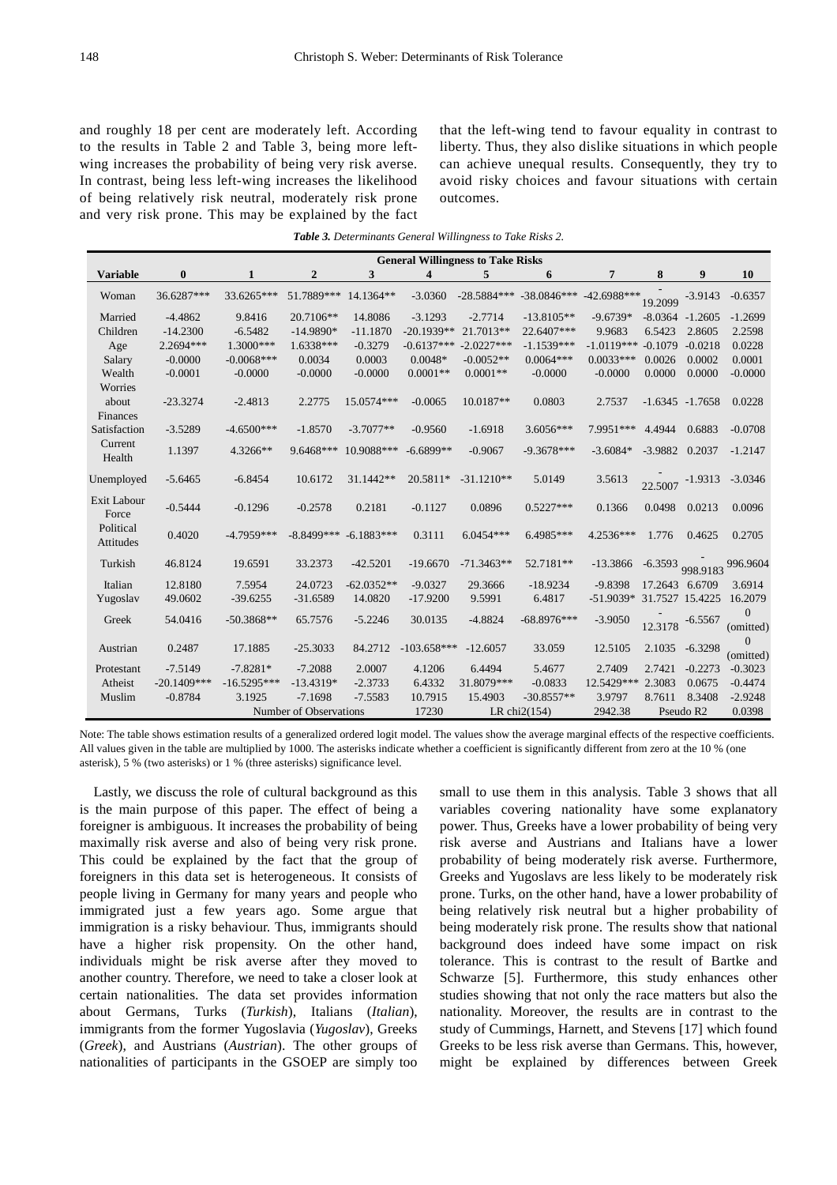and roughly 18 per cent are moderately left. According to the results in Table 2 and Table 3, being more left-wing increases the probability of being very risk averse. In contrast, being less left-wing increases the likelihood of being relatively risk neutral, moderately risk prone and very risk prone. This may be explained by the fact that the left-wing tend to favour equality in contrast to liberty. Thus, they also dislike situations in which people can achieve unequal results. Consequently, they try to avoid risky choices and favour situations with certain outcomes.

***Table 3.*** *Determinants General Willingness to Take Risks 2.*

| | General Willingness to Take Risks | | | | | | | | | | |
|---|---|---|---|---|---|---|---|---|---|---|---|
| **Variable** | **0** | **1** | **2** | **3** | **4** | **5** | **6** | **7** | **8** | **9** | **10** |
| Woman | 36.6287*** | 33.6265*** | 51.7889*** | 14.1364** | -3.0360 | -28.5884*** | -38.0846*** | -42.6988*** | -19.2099 | -3.9143 | -0.6357 |
| Married | -4.4862 | 9.8416 | 20.7106** | 14.8086 | -3.1293 | -2.7714 | -13.8105** | -9.6739* | -8.0364 | -1.2605 | -1.2699 |
| Children | -14.2300 | -6.5482 | -14.9890* | -11.1870 | -20.1939** | 21.7013** | 22.6407*** | 9.9683 | 6.5423 | 2.8605 | 2.2598 |
| Age | 2.2694*** | 1.3000*** | 1.6338*** | -0.3279 | -0.6137*** | -2.0227*** | -1.1539*** | -1.0119*** | -0.1079 | -0.0218 | 0.0228 |
| Salary | -0.0000 | -0.0068*** | 0.0034 | 0.0003 | 0.0048* | -0.0052** | 0.0064*** | 0.0033*** | 0.0026 | 0.0002 | 0.0001 |
| Wealth | -0.0001 | -0.0000 | -0.0000 | -0.0000 | 0.0001** | 0.0001** | -0.0000 | -0.0000 | 0.0000 | 0.0000 | -0.0000 |
| Worries about Finances | -23.3274 | -2.4813 | 2.2775 | 15.0574*** | -0.0065 | 10.0187** | 0.0803 | 2.7537 | -1.6345 | -1.7658 | 0.0228 |
| Satisfaction | -3.5289 | -4.6500*** | -1.8570 | -3.7077** | -0.9560 | -1.6918 | 3.6056*** | 7.9951*** | 4.4944 | 0.6883 | -0.0708 |
| Current Health | 1.1397 | 4.3266** | 9.6468*** | 10.9088*** | -6.6899** | -0.9067 | -9.3678*** | -3.6084* | -3.9882 | 0.2037 | -1.2147 |
| Unemployed | -5.6465 | -6.8454 | 10.6172 | 31.1442** | 20.5811* | -31.1210** | 5.0149 | 3.5613 | -22.5007 | -1.9313 | -3.0346 |
| Exit Labour Force | -0.5444 | -0.1296 | -0.2578 | 0.2181 | -0.1127 | 0.0896 | 0.5227*** | 0.1366 | 0.0498 | 0.0213 | 0.0096 |
| Political Attitudes | 0.4020 | -4.7959*** | -8.8499*** | -6.1883*** | 0.3111 | 6.0454*** | 6.4985*** | 4.2536*** | 1.776 | 0.4625 | 0.2705 |
| Turkish | 46.8124 | 19.6591 | 33.2373 | -42.5201 | -19.6670 | -71.3463** | 52.7181** | -13.3866 | -6.3593 | -998.9183 | 996.9604 |
| Italian | 12.8180 | 7.5954 | 24.0723 | -62.0352** | -9.0327 | 29.3666 | -18.9234 | -9.8398 | 17.2643 | 6.6709 | 3.6914 |
| Yugoslav | 49.0602 | -39.6255 | -31.6589 | 14.0820 | -17.9200 | 9.5991 | 6.4817 | -51.9039* | 31.7527 | 15.4225 | 16.2079 |
| Greek | 54.0416 | -50.3868** | 65.7576 | -5.2246 | 30.0135 | -4.8824 | -68.8976*** | -3.9050 | -12.3178 | -6.5567 | 0 (omitted) |
| Austrian | 0.2487 | 17.1885 | -25.3033 | 84.2712 | -103.658*** | -12.6057 | 33.059 | 12.5105 | 2.1035 | -6.3298 | 0 (omitted) |
| Protestant | -7.5149 | -7.8281* | -7.2088 | 2.0007 | 4.1206 | 6.4494 | 5.4677 | 2.7409 | 2.7421 | -0.2273 | -0.3023 |
| Atheist | -20.1409*** | -16.5295*** | -13.4319* | -2.3733 | 6.4332 | 31.8079*** | -0.0833 | 12.5429*** | 2.3083 | 0.0675 | -0.4474 |
| Muslim | -0.8784 | 3.1925 | -7.1698 | -7.5583 | 10.7915 | 15.4903 | -30.8557** | 3.9797 | 8.7611 | 8.3408 | -2.9248 |
| | | Number of Observations | | | 17230 | LR chi2(154) | | 2942.38 | Pseudo R2 | | 0.0398 |

Note: The table shows estimation results of a generalized ordered logit model. The values show the average marginal effects of the respective coefficients. All values given in the table are multiplied by 1000. The asterisks indicate whether a coefficient is significantly different from zero at the 10 % (one asterisk), 5 % (two asterisks) or 1 % (three asterisks) significance level.

Lastly, we discuss the role of cultural background as this is the main purpose of this paper. The effect of being a foreigner is ambiguous. It increases the probability of being maximally risk averse and also of being very risk prone. This could be explained by the fact that the group of foreigners in this data set is heterogeneous. It consists of people living in Germany for many years and people who immigrated just a few years ago. Some argue that immigration is a risky behaviour. Thus, immigrants should have a higher risk propensity. On the other hand, individuals might be risk averse after they moved to another country. Therefore, we need to take a closer look at certain nationalities. The data set provides information about Germans, Turks (*Turkish*), Italians (*Italian*), immigrants from the former Yugoslavia (*Yugoslav*), Greeks (*Greek*), and Austrians (*Austrian*). The other groups of nationalities of participants in the GSOEP are simply too small to use them in this analysis. Table 3 shows that all variables covering nationality have some explanatory power. Thus, Greeks have a lower probability of being very risk averse and Austrians and Italians have a lower probability of being moderately risk averse. Furthermore, Greeks and Yugoslavs are less likely to be moderately risk prone. Turks, on the other hand, have a lower probability of being relatively risk neutral but a higher probability of being moderately risk prone. The results show that national background does indeed have some impact on risk tolerance. This is contrast to the result of Bartke and Schwarze [5]. Furthermore, this study enhances other studies showing that not only the race matters but also the nationality. Moreover, the results are in contrast to the study of Cummings, Harnett, and Stevens [17] which found Greeks to be less risk averse than Germans. This, however, might be explained by differences between Greek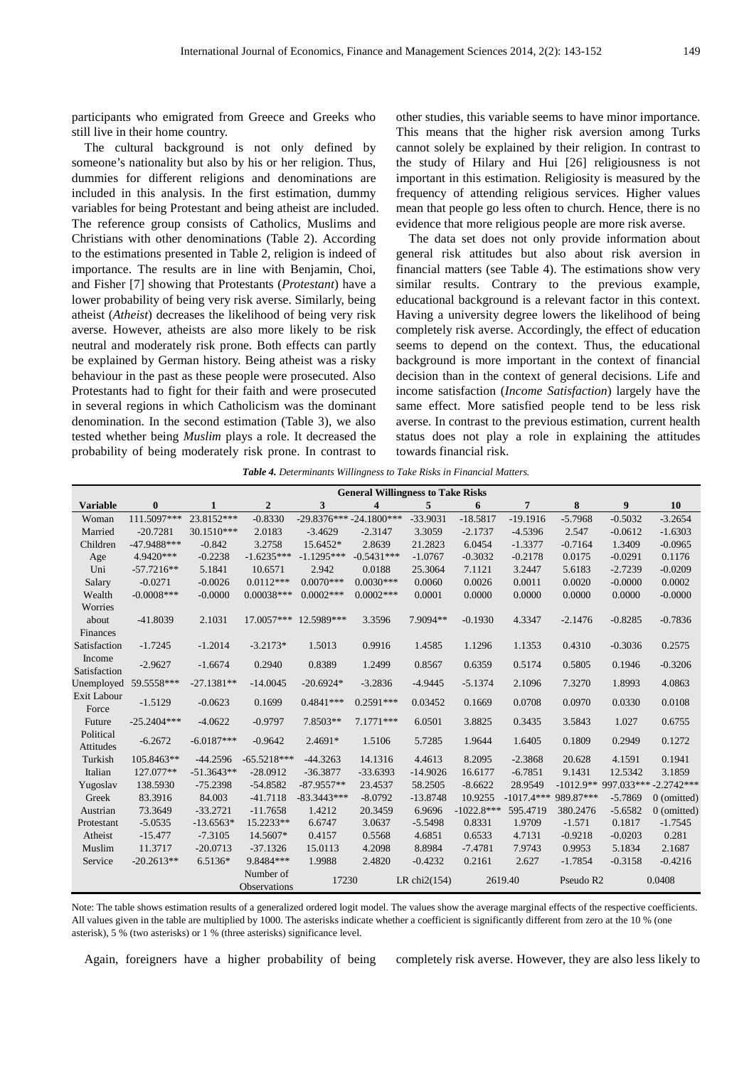participants who emigrated from Greece and Greeks who still live in their home country.

The cultural background is not only defined by someone's nationality but also by his or her religion. Thus, dummies for different religions and denominations are included in this analysis. In the first estimation, dummy variables for being Protestant and being atheist are included. The reference group consists of Catholics, Muslims and Christians with other denominations (Table 2). According to the estimations presented in Table 2, religion is indeed of importance. The results are in line with Benjamin, Choi, and Fisher [7] showing that Protestants (*Protestant*) have a lower probability of being very risk averse. Similarly, being atheist (*Atheist*) decreases the likelihood of being very risk averse. However, atheists are also more likely to be risk neutral and moderately risk prone. Both effects can partly be explained by German history. Being atheist was a risky behaviour in the past as these people were prosecuted. Also Protestants had to fight for their faith and were prosecuted in several regions in which Catholicism was the dominant denomination. In the second estimation (Table 3), we also tested whether being *Muslim* plays a role. It decreased the probability of being moderately risk prone. In contrast to other studies, this variable seems to have minor importance. This means that the higher risk aversion among Turks cannot solely be explained by their religion. In contrast to the study of Hilary and Hui [26] religiousness is not important in this estimation. Religiosity is measured by the frequency of attending religious services. Higher values mean that people go less often to church. Hence, there is no evidence that more religious people are more risk averse.

The data set does not only provide information about general risk attitudes but also about risk aversion in financial matters (see Table 4). The estimations show very similar results. Contrary to the previous example, educational background is a relevant factor in this context. Having a university degree lowers the likelihood of being completely risk averse. Accordingly, the effect of education seems to depend on the context. Thus, the educational background is more important in the context of financial decision than in the context of general decisions. Life and income satisfaction (*Income Satisfaction*) largely have the same effect. More satisfied people tend to be less risk averse. In contrast to the previous estimation, current health status does not play a role in explaining the attitudes towards financial risk.

***Table 4.*** *Determinants Willingness to Take Risks in Financial Matters.*

| | General Willingness to Take Risks | | | | | | | | | | |
|---|---|---|---|---|---|---|---|---|---|---|---|
| **Variable** | **0** | **1** | **2** | **3** | **4** | **5** | **6** | **7** | **8** | **9** | **10** |
| Woman | 111.5097*** | 23.8152*** | -0.8330 | -29.8376*** | -24.1800*** | -33.9031 | -18.5817 | -19.1916 | -5.7968 | -0.5032 | -3.2654 |
| Married | -20.7281 | 30.1510*** | 2.0183 | -3.4629 | -2.3147 | 3.3059 | -2.1737 | -4.5396 | 2.547 | -0.0612 | -1.6303 |
| Children | -47.9488*** | -0.842 | 3.2758 | 15.6452* | 2.8639 | 21.2823 | 6.0454 | -1.3377 | -0.7164 | 1.3409 | -0.0965 |
| Age | 4.9420*** | -0.2238 | -1.6235*** | -1.1295*** | -0.5431*** | -1.0767 | -0.3032 | -0.2178 | 0.0175 | -0.0291 | 0.1176 |
| Uni | -57.7216** | 5.1841 | 10.6571 | 2.942 | 0.0188 | 25.3064 | 7.1121 | 3.2447 | 5.6183 | -2.7239 | -0.0209 |
| Salary | -0.0271 | -0.0026 | 0.0112*** | 0.0070*** | 0.0030*** | 0.0060 | 0.0026 | 0.0011 | 0.0020 | -0.0000 | 0.0002 |
| Wealth | -0.0008*** | -0.0000 | 0.00038*** | 0.0002*** | 0.0002*** | 0.0001 | 0.0000 | 0.0000 | 0.0000 | 0.0000 | -0.0000 |
| Worries about Finances | -41.8039 | 2.1031 | 17.0057*** | 12.5989*** | 3.3596 | 7.9094** | -0.1930 | 4.3347 | -2.1476 | -0.8285 | -0.7836 |
| Satisfaction | -1.7245 | -1.2014 | -3.2173* | 1.5013 | 0.9916 | 1.4585 | 1.1296 | 1.1353 | 0.4310 | -0.3036 | 0.2575 |
| Income Satisfaction | -2.9627 | -1.6674 | 0.2940 | 0.8389 | 1.2499 | 0.8567 | 0.6359 | 0.5174 | 0.5805 | 0.1946 | -0.3206 |
| Unemployed | 59.5558*** | -27.1381** | -14.0045 | -20.6924* | -3.2836 | -4.9445 | -5.1374 | 2.1096 | 7.3270 | 1.8993 | 4.0863 |
| Exit Labour Force | -1.5129 | -0.0623 | 0.1699 | 0.4841*** | 0.2591*** | 0.03452 | 0.1669 | 0.0708 | 0.0970 | 0.0330 | 0.0108 |
| Future | -25.2404*** | -4.0622 | -0.9797 | 7.8503** | 7.1771*** | 6.0501 | 3.8825 | 0.3435 | 3.5843 | 1.027 | 0.6755 |
| Political Attitudes | -6.2672 | -6.0187*** | -0.9642 | 2.4691* | 1.5106 | 5.7285 | 1.9644 | 1.6405 | 0.1809 | 0.2949 | 0.1272 |
| Turkish | 105.8463** | -44.2596 | -65.5218*** | -44.3263 | 14.1316 | 4.4613 | 8.2095 | -2.3868 | 20.628 | 4.1591 | 0.1941 |
| Italian | 127.077** | -51.3643** | -28.0912 | -36.3877 | -33.6393 | -14.9026 | 16.6177 | -6.7851 | 9.1431 | 12.5342 | 3.1859 |
| Yugoslav | 138.5930 | -75.2398 | -54.8582 | -87.9557** | 23.4537 | 58.2505 | -8.6622 | 28.9549 | -1012.9** | 997.033*** | -2.2742*** |
| Greek | 83.3916 | 84.003 | -41.7118 | -83.3443*** | -8.0792 | -13.8748 | 10.9255 | -1017.4*** | 989.87*** | -5.7869 | 0 (omitted) |
| Austrian | 73.3649 | -33.2721 | -11.7658 | 1.4212 | 20.3459 | 6.9696 | -1022.8*** | 595.4719 | 380.2476 | -5.6582 | 0 (omitted) |
| Protestant | -5.0535 | -13.6563* | 15.2233** | 6.6747 | 3.0637 | -5.5498 | 0.8331 | 1.9709 | -1.571 | 0.1817 | -1.7545 |
| Atheist | -15.477 | -7.3105 | 14.5607* | 0.4157 | 0.5568 | 4.6851 | 0.6533 | 4.7131 | -0.9218 | -0.0203 | 0.281 |
| Muslim | 11.3717 | -20.0713 | -37.1326 | 15.0113 | 4.2098 | 8.8984 | -7.4781 | 7.9743 | 0.9953 | 5.1834 | 2.1687 |
| Service | -20.2613** | 6.5136* | 9.8484*** | 1.9988 | 2.4820 | -0.4232 | 0.2161 | 2.627 | -1.7854 | -0.3158 | -0.4216 |
| | | | Number of Observations | 17230 | | LR chi2(154) | 2619.40 | | Pseudo R2 | | 0.0408 |

Note: The table shows estimation results of a generalized ordered logit model. The values show the average marginal effects of the respective coefficients. All values given in the table are multiplied by 1000. The asterisks indicate whether a coefficient is significantly different from zero at the 10 % (one asterisk), 5 % (two asterisks) or 1 % (three asterisks) significance level.

Again, foreigners have a higher probability of being completely risk averse. However, they are also less likely to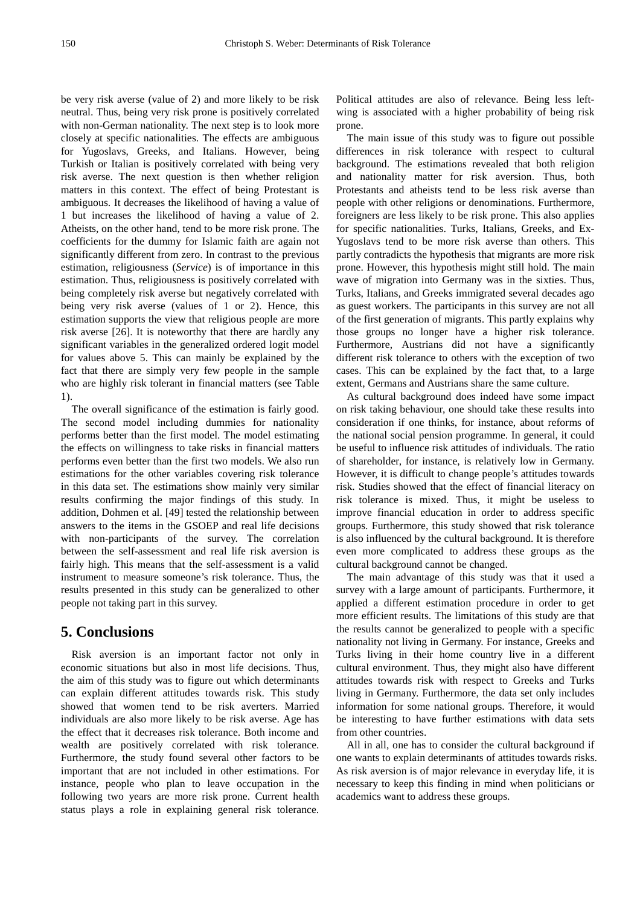be very risk averse (value of 2) and more likely to be risk neutral. Thus, being very risk prone is positively correlated with non-German nationality. The next step is to look more closely at specific nationalities. The effects are ambiguous for Yugoslavs, Greeks, and Italians. However, being Turkish or Italian is positively correlated with being very risk averse. The next question is then whether religion matters in this context. The effect of being Protestant is ambiguous. It decreases the likelihood of having a value of 1 but increases the likelihood of having a value of 2. Atheists, on the other hand, tend to be more risk prone. The coefficients for the dummy for Islamic faith are again not significantly different from zero. In contrast to the previous estimation, religiousness (*Service*) is of importance in this estimation. Thus, religiousness is positively correlated with being completely risk averse but negatively correlated with being very risk averse (values of 1 or 2). Hence, this estimation supports the view that religious people are more risk averse [26]. It is noteworthy that there are hardly any significant variables in the generalized ordered logit model for values above 5. This can mainly be explained by the fact that there are simply very few people in the sample who are highly risk tolerant in financial matters (see Table 1).

The overall significance of the estimation is fairly good. The second model including dummies for nationality performs better than the first model. The model estimating the effects on willingness to take risks in financial matters performs even better than the first two models. We also run estimations for the other variables covering risk tolerance in this data set. The estimations show mainly very similar results confirming the major findings of this study. In addition, Dohmen et al. [49] tested the relationship between answers to the items in the GSOEP and real life decisions with non-participants of the survey. The correlation between the self-assessment and real life risk aversion is fairly high. This means that the self-assessment is a valid instrument to measure someone's risk tolerance. Thus, the results presented in this study can be generalized to other people not taking part in this survey.

## 5. Conclusions

Risk aversion is an important factor not only in economic situations but also in most life decisions. Thus, the aim of this study was to figure out which determinants can explain different attitudes towards risk. This study showed that women tend to be risk averters. Married individuals are also more likely to be risk averse. Age has the effect that it decreases risk tolerance. Both income and wealth are positively correlated with risk tolerance. Furthermore, the study found several other factors to be important that are not included in other estimations. For instance, people who plan to leave occupation in the following two years are more risk prone. Current health status plays a role in explaining general risk tolerance. Political attitudes are also of relevance. Being less left-wing is associated with a higher probability of being risk prone.

The main issue of this study was to figure out possible differences in risk tolerance with respect to cultural background. The estimations revealed that both religion and nationality matter for risk aversion. Thus, both Protestants and atheists tend to be less risk averse than people with other religions or denominations. Furthermore, foreigners are less likely to be risk prone. This also applies for specific nationalities. Turks, Italians, Greeks, and Ex-Yugoslavs tend to be more risk averse than others. This partly contradicts the hypothesis that migrants are more risk prone. However, this hypothesis might still hold. The main wave of migration into Germany was in the sixties. Thus, Turks, Italians, and Greeks immigrated several decades ago as guest workers. The participants in this survey are not all of the first generation of migrants. This partly explains why those groups no longer have a higher risk tolerance. Furthermore, Austrians did not have a significantly different risk tolerance to others with the exception of two cases. This can be explained by the fact that, to a large extent, Germans and Austrians share the same culture.

As cultural background does indeed have some impact on risk taking behaviour, one should take these results into consideration if one thinks, for instance, about reforms of the national social pension programme. In general, it could be useful to influence risk attitudes of individuals. The ratio of shareholder, for instance, is relatively low in Germany. However, it is difficult to change people's attitudes towards risk. Studies showed that the effect of financial literacy on risk tolerance is mixed. Thus, it might be useless to improve financial education in order to address specific groups. Furthermore, this study showed that risk tolerance is also influenced by the cultural background. It is therefore even more complicated to address these groups as the cultural background cannot be changed.

The main advantage of this study was that it used a survey with a large amount of participants. Furthermore, it applied a different estimation procedure in order to get more efficient results. The limitations of this study are that the results cannot be generalized to people with a specific nationality not living in Germany. For instance, Greeks and Turks living in their home country live in a different cultural environment. Thus, they might also have different attitudes towards risk with respect to Greeks and Turks living in Germany. Furthermore, the data set only includes information for some national groups. Therefore, it would be interesting to have further estimations with data sets from other countries.

All in all, one has to consider the cultural background if one wants to explain determinants of attitudes towards risks. As risk aversion is of major relevance in everyday life, it is necessary to keep this finding in mind when politicians or academics want to address these groups.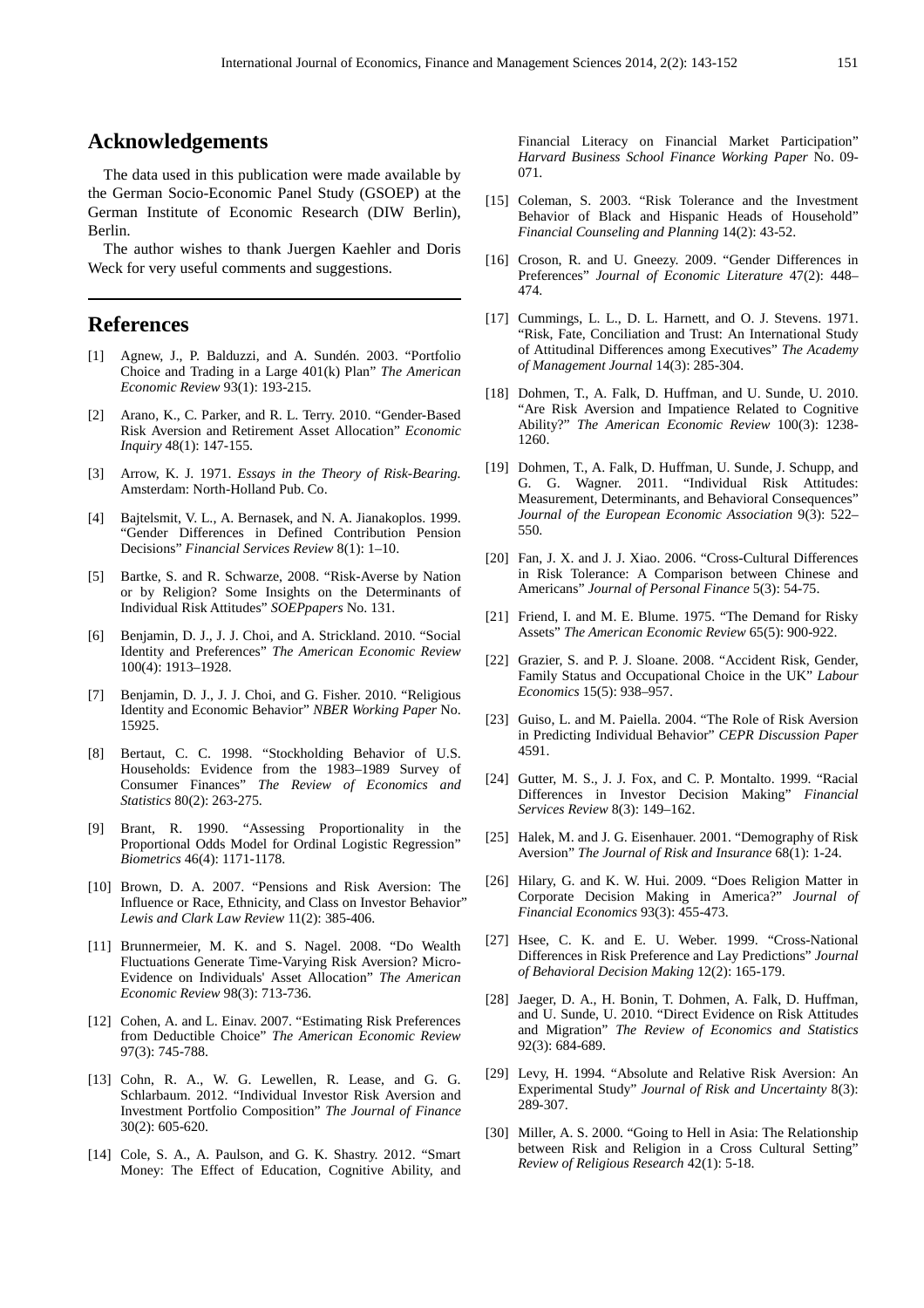## Acknowledgements

The data used in this publication were made available by the German Socio-Economic Panel Study (GSOEP) at the German Institute of Economic Research (DIW Berlin), Berlin.

The author wishes to thank Juergen Kaehler and Doris Weck for very useful comments and suggestions.

## References

[1] Agnew, J., P. Balduzzi, and A. Sundén. 2003. "Portfolio Choice and Trading in a Large 401(k) Plan" *The American Economic Review* 93(1): 193-215.

[2] Arano, K., C. Parker, and R. L. Terry. 2010. "Gender-Based Risk Aversion and Retirement Asset Allocation" *Economic Inquiry* 48(1): 147-155.

[3] Arrow, K. J. 1971. *Essays in the Theory of Risk-Bearing.* Amsterdam: North-Holland Pub. Co.

[4] Bajtelsmit, V. L., A. Bernasek, and N. A. Jianakoplos. 1999. "Gender Differences in Defined Contribution Pension Decisions" *Financial Services Review* 8(1): 1–10.

[5] Bartke, S. and R. Schwarze, 2008. "Risk-Averse by Nation or by Religion? Some Insights on the Determinants of Individual Risk Attitudes" *SOEPpapers* No. 131.

[6] Benjamin, D. J., J. J. Choi, and A. Strickland. 2010. "Social Identity and Preferences" *The American Economic Review* 100(4): 1913–1928.

[7] Benjamin, D. J., J. J. Choi, and G. Fisher. 2010. "Religious Identity and Economic Behavior" *NBER Working Paper* No. 15925.

[8] Bertaut, C. C. 1998. "Stockholding Behavior of U.S. Households: Evidence from the 1983–1989 Survey of Consumer Finances" *The Review of Economics and Statistics* 80(2): 263-275.

[9] Brant, R. 1990. "Assessing Proportionality in the Proportional Odds Model for Ordinal Logistic Regression" *Biometrics* 46(4): 1171-1178.

[10] Brown, D. A. 2007. "Pensions and Risk Aversion: The Influence or Race, Ethnicity, and Class on Investor Behavior" *Lewis and Clark Law Review* 11(2): 385-406.

[11] Brunnermeier, M. K. and S. Nagel. 2008. "Do Wealth Fluctuations Generate Time-Varying Risk Aversion? Micro-Evidence on Individuals' Asset Allocation" *The American Economic Review* 98(3): 713-736.

[12] Cohen, A. and L. Einav. 2007. "Estimating Risk Preferences from Deductible Choice" *The American Economic Review* 97(3): 745-788.

[13] Cohn, R. A., W. G. Lewellen, R. Lease, and G. G. Schlarbaum. 2012. "Individual Investor Risk Aversion and Investment Portfolio Composition" *The Journal of Finance* 30(2): 605-620.

[14] Cole, S. A., A. Paulson, and G. K. Shastry. 2012. "Smart Money: The Effect of Education, Cognitive Ability, and Financial Literacy on Financial Market Participation" *Harvard Business School Finance Working Paper* No. 09-071.

[15] Coleman, S. 2003. "Risk Tolerance and the Investment Behavior of Black and Hispanic Heads of Household" *Financial Counseling and Planning* 14(2): 43-52.

[16] Croson, R. and U. Gneezy. 2009. "Gender Differences in Preferences" *Journal of Economic Literature* 47(2): 448–474.

[17] Cummings, L. L., D. L. Harnett, and O. J. Stevens. 1971. "Risk, Fate, Conciliation and Trust: An International Study of Attitudinal Differences among Executives" *The Academy of Management Journal* 14(3): 285-304.

[18] Dohmen, T., A. Falk, D. Huffman, and U. Sunde, U. 2010. "Are Risk Aversion and Impatience Related to Cognitive Ability?" *The American Economic Review* 100(3): 1238-1260.

[19] Dohmen, T., A. Falk, D. Huffman, U. Sunde, J. Schupp, and G. G. Wagner. 2011. "Individual Risk Attitudes: Measurement, Determinants, and Behavioral Consequences" *Journal of the European Economic Association* 9(3): 522–550.

[20] Fan, J. X. and J. J. Xiao. 2006. "Cross-Cultural Differences in Risk Tolerance: A Comparison between Chinese and Americans" *Journal of Personal Finance* 5(3): 54-75.

[21] Friend, I. and M. E. Blume. 1975. "The Demand for Risky Assets" *The American Economic Review* 65(5): 900-922.

[22] Grazier, S. and P. J. Sloane. 2008. "Accident Risk, Gender, Family Status and Occupational Choice in the UK" *Labour Economics* 15(5): 938–957.

[23] Guiso, L. and M. Paiella. 2004. "The Role of Risk Aversion in Predicting Individual Behavior" *CEPR Discussion Paper* 4591.

[24] Gutter, M. S., J. J. Fox, and C. P. Montalto. 1999. "Racial Differences in Investor Decision Making" *Financial Services Review* 8(3): 149–162.

[25] Halek, M. and J. G. Eisenhauer. 2001. "Demography of Risk Aversion" *The Journal of Risk and Insurance* 68(1): 1-24.

[26] Hilary, G. and K. W. Hui. 2009. "Does Religion Matter in Corporate Decision Making in America?" *Journal of Financial Economics* 93(3): 455-473.

[27] Hsee, C. K. and E. U. Weber. 1999. "Cross-National Differences in Risk Preference and Lay Predictions" *Journal of Behavioral Decision Making* 12(2): 165-179.

[28] Jaeger, D. A., H. Bonin, T. Dohmen, A. Falk, D. Huffman, and U. Sunde, U. 2010. "Direct Evidence on Risk Attitudes and Migration" *The Review of Economics and Statistics* 92(3): 684-689.

[29] Levy, H. 1994. "Absolute and Relative Risk Aversion: An Experimental Study" *Journal of Risk and Uncertainty* 8(3): 289-307.

[30] Miller, A. S. 2000. "Going to Hell in Asia: The Relationship between Risk and Religion in a Cross Cultural Setting" *Review of Religious Research* 42(1): 5-18.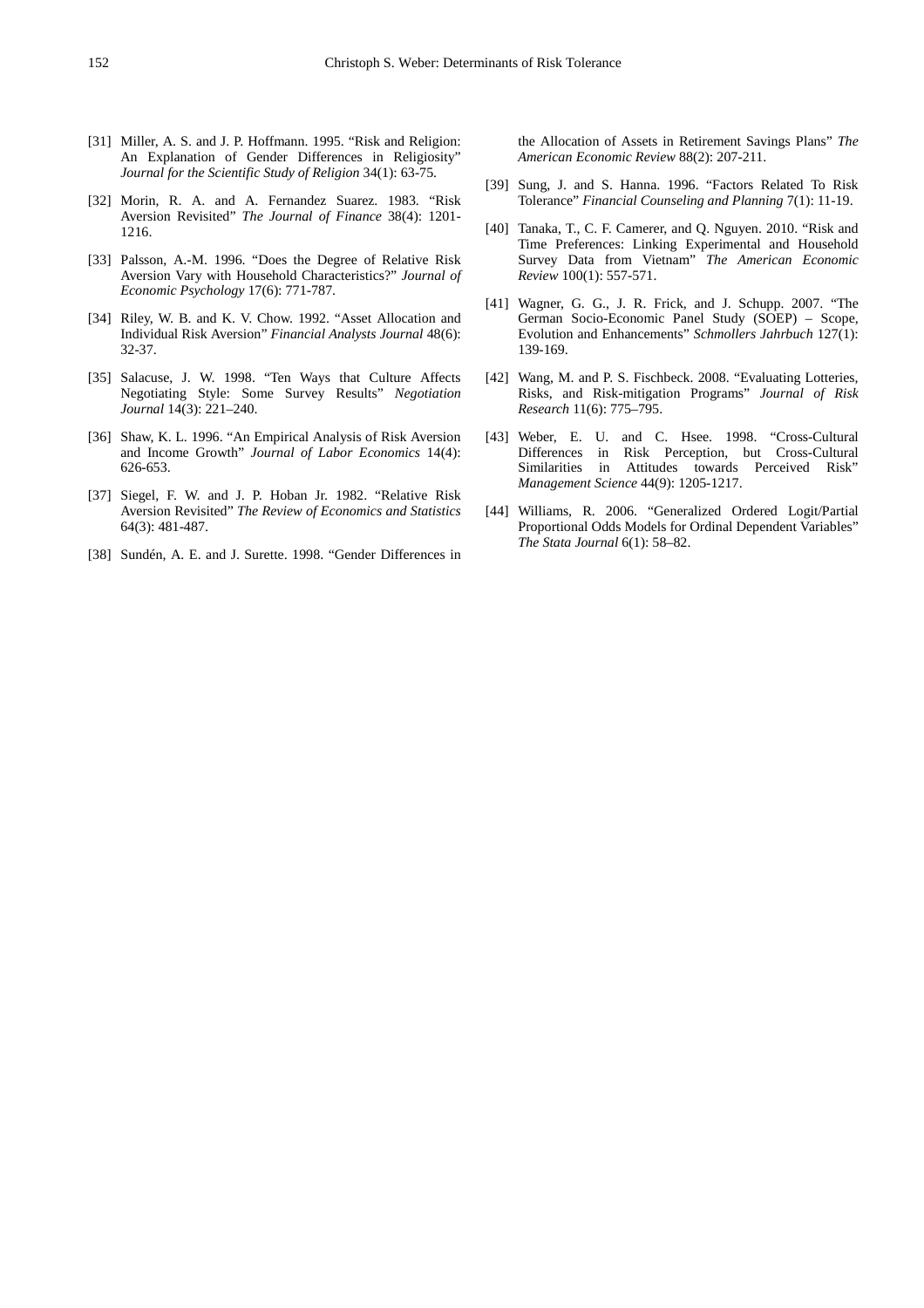[31] Miller, A. S. and J. P. Hoffmann. 1995. "Risk and Religion: An Explanation of Gender Differences in Religiosity" *Journal for the Scientific Study of Religion* 34(1): 63-75.

[32] Morin, R. A. and A. Fernandez Suarez. 1983. "Risk Aversion Revisited" *The Journal of Finance* 38(4): 1201-1216.

[33] Palsson, A.-M. 1996. "Does the Degree of Relative Risk Aversion Vary with Household Characteristics?" *Journal of Economic Psychology* 17(6): 771-787.

[34] Riley, W. B. and K. V. Chow. 1992. "Asset Allocation and Individual Risk Aversion" *Financial Analysts Journal* 48(6): 32-37.

[35] Salacuse, J. W. 1998. "Ten Ways that Culture Affects Negotiating Style: Some Survey Results" *Negotiation Journal* 14(3): 221–240.

[36] Shaw, K. L. 1996. "An Empirical Analysis of Risk Aversion and Income Growth" *Journal of Labor Economics* 14(4): 626-653.

[37] Siegel, F. W. and J. P. Hoban Jr. 1982. "Relative Risk Aversion Revisited" *The Review of Economics and Statistics* 64(3): 481-487.

[38] Sundén, A. E. and J. Surette. 1998. "Gender Differences in the Allocation of Assets in Retirement Savings Plans" *The American Economic Review* 88(2): 207-211.

[39] Sung, J. and S. Hanna. 1996. "Factors Related To Risk Tolerance" *Financial Counseling and Planning* 7(1): 11-19.

[40] Tanaka, T., C. F. Camerer, and Q. Nguyen. 2010. "Risk and Time Preferences: Linking Experimental and Household Survey Data from Vietnam" *The American Economic Review* 100(1): 557-571.

[41] Wagner, G. G., J. R. Frick, and J. Schupp. 2007. "The German Socio-Economic Panel Study (SOEP) – Scope, Evolution and Enhancements" *Schmollers Jahrbuch* 127(1): 139-169.

[42] Wang, M. and P. S. Fischbeck. 2008. "Evaluating Lotteries, Risks, and Risk-mitigation Programs" *Journal of Risk Research* 11(6): 775–795.

[43] Weber, E. U. and C. Hsee. 1998. "Cross-Cultural Differences in Risk Perception, but Cross-Cultural Similarities in Attitudes towards Perceived Risk" *Management Science* 44(9): 1205-1217.

[44] Williams, R. 2006. "Generalized Ordered Logit/Partial Proportional Odds Models for Ordinal Dependent Variables" *The Stata Journal* 6(1): 58–82.